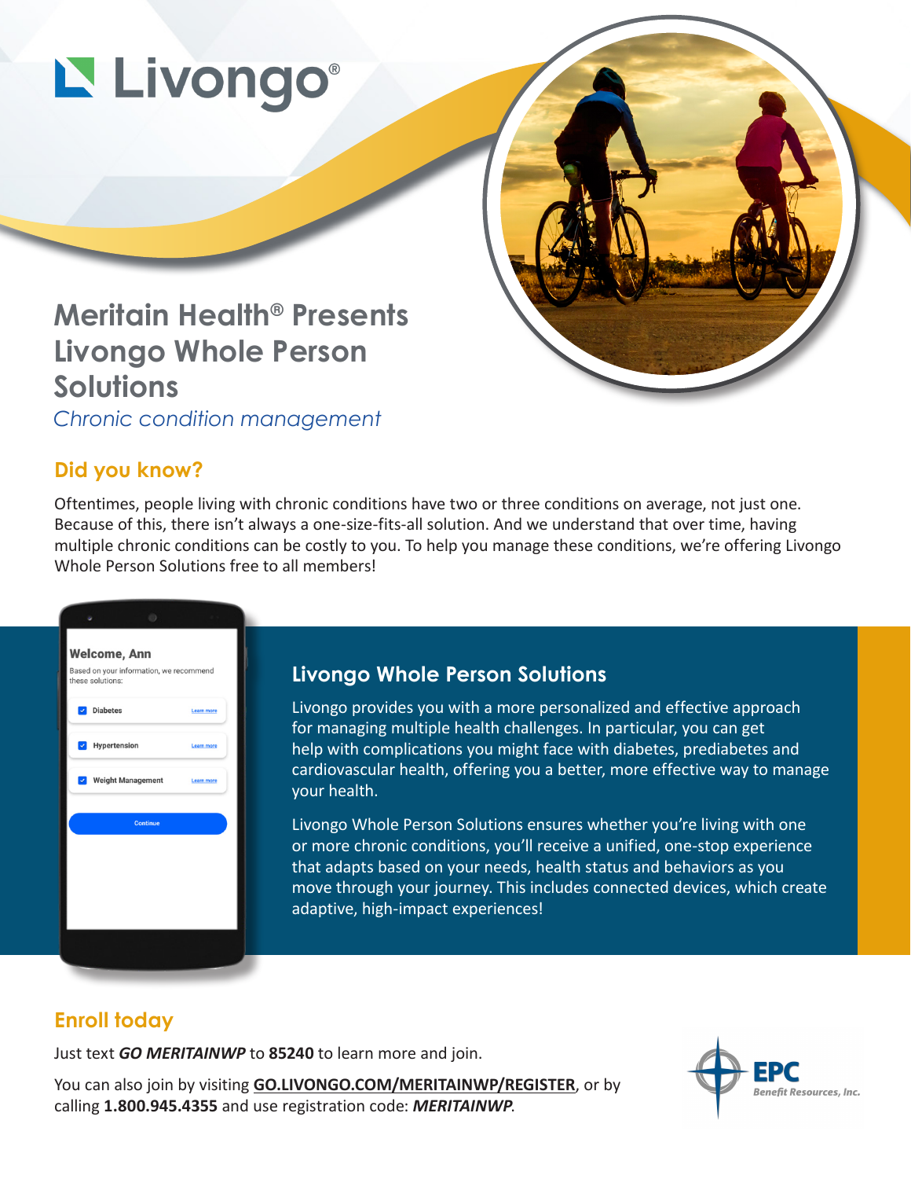# Livongo®

## Meritain Health® Presents Livongo Whole Person Solutions

*Chronic condition management*

### Did you know?

Oftentimes, people living with chronic conditions have two or three conditions on average, not just one. Because of this, there isn't always a one-size-fits-all solution. And we understand that over time, having multiple chronic conditions can be costly to you. To help you manage these conditions, we're offering Livongo Whole Person Solutions free to all members!

### Livongo Whole Person Solutions

Livongo provides you with a more personalized and effective approach for managing multiple health challenges. In particular, you can get help with complications you might face with diabetes, prediabetes and cardiovascular health, offering you a better, more effective way to manage your health.

Livongo Whole Person Solutions ensures whether you're living with one or more chronic conditions, you'll receive a unified, one-stop experience that adapts based on your needs, health status and behaviors as you move through your journey. This includes connected devices, which create adaptive, high-impact experiences!

### Enroll today

Just text ***GO MERITAINWP*** to **85240** to learn more and join.

You can also join by visiting **GO.LIVONGO.COM/MERITAINWP/REGISTER**, or by calling **1.800.945.4355** and use registration code: ***MERITAINWP***.

EPC Benefit Resources, Inc.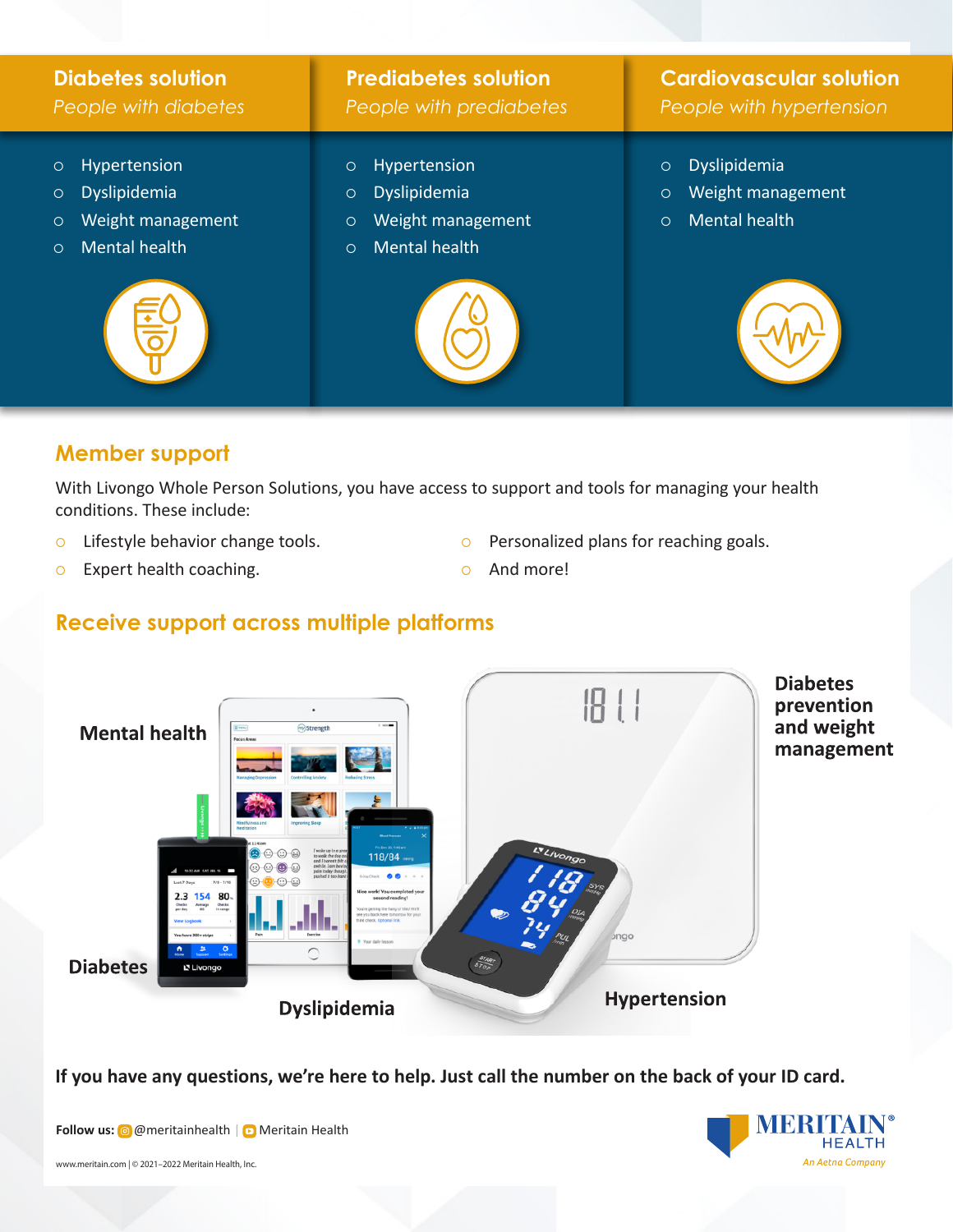## Diabetes solution

*People with diabetes*

- Hypertension
- Dyslipidemia
- Weight management
- Mental health

## Prediabetes solution

*People with prediabetes*

- Hypertension
- Dyslipidemia
- Weight management
- Mental health

## Cardiovascular solution

*People with hypertension*

- Dyslipidemia
- Weight management
- Mental health

## Member support

With Livongo Whole Person Solutions, you have access to support and tools for managing your health conditions. These include:

- Lifestyle behavior change tools.
- Expert health coaching.
- Personalized plans for reaching goals.
- And more!

## Receive support across multiple platforms

**Mental health**

**Diabetes**

**Dyslipidemia**

**Hypertension**

**Diabetes prevention and weight management**

**If you have any questions, we're here to help. Just call the number on the back of your ID card.**

**Follow us:** @meritainhealth | Meritain Health

MERITAIN® HEALTH
*An Aetna Company*

www.meritain.com | © 2021–2022 Meritain Health, Inc.